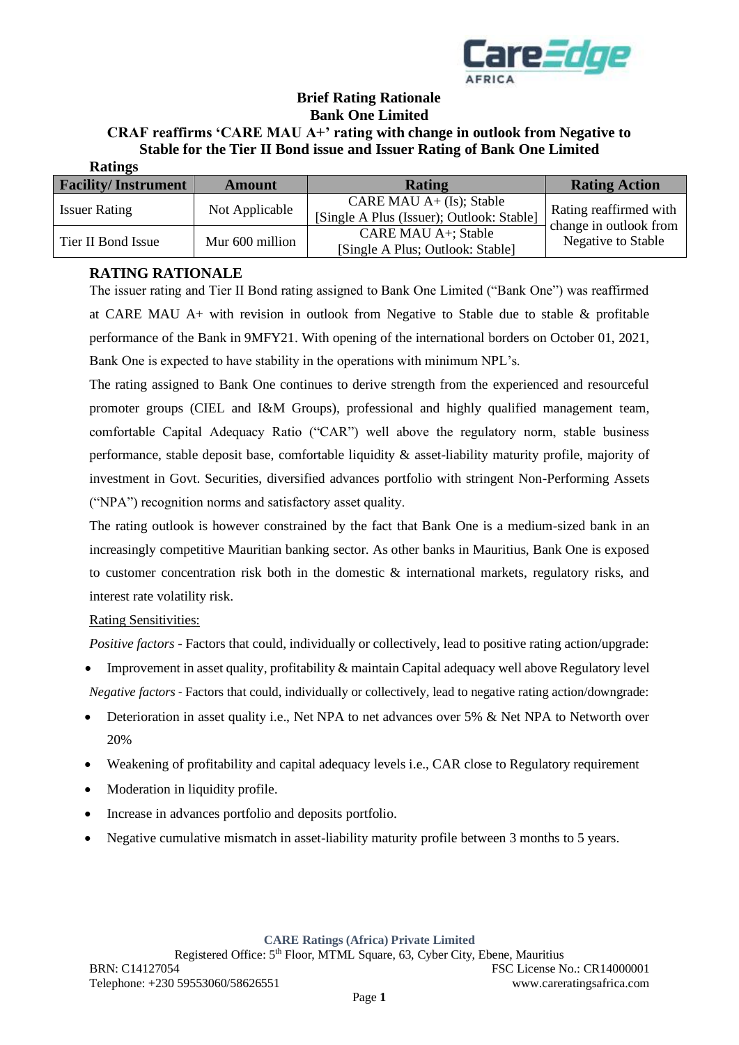# Brief Rating Rationale

## Bank One Limited

## CRAF reaffirms 'CARE MAU A+' rating with change in outlook from Negative to Stable for the Tier II Bond issue and Issuer Rating of Bank One Limited

**Ratings**

| Facility/ Instrument | Amount | Rating | Rating Action |
|---|---|---|---|
| Issuer Rating | Not Applicable | CARE MAU A+ (Is); Stable [Single A Plus (Issuer); Outlook: Stable] | Rating reaffirmed with change in outlook from Negative to Stable |
| Tier II Bond Issue | Mur 600 million | CARE MAU A+; Stable [Single A Plus; Outlook: Stable] | |

### RATING RATIONALE

The issuer rating and Tier II Bond rating assigned to Bank One Limited ("Bank One") was reaffirmed at CARE MAU A+ with revision in outlook from Negative to Stable due to stable & profitable performance of the Bank in 9MFY21. With opening of the international borders on October 01, 2021, Bank One is expected to have stability in the operations with minimum NPL's.

The rating assigned to Bank One continues to derive strength from the experienced and resourceful promoter groups (CIEL and I&M Groups), professional and highly qualified management team, comfortable Capital Adequacy Ratio ("CAR") well above the regulatory norm, stable business performance, stable deposit base, comfortable liquidity & asset-liability maturity profile, majority of investment in Govt. Securities, diversified advances portfolio with stringent Non-Performing Assets ("NPA") recognition norms and satisfactory asset quality.

The rating outlook is however constrained by the fact that Bank One is a medium-sized bank in an increasingly competitive Mauritian banking sector. As other banks in Mauritius, Bank One is exposed to customer concentration risk both in the domestic & international markets, regulatory risks, and interest rate volatility risk.

<u>Rating Sensitivities:</u>

*Positive factors* - Factors that could, individually or collectively, lead to positive rating action/upgrade:

- Improvement in asset quality, profitability & maintain Capital adequacy well above Regulatory level

*Negative factors* - Factors that could, individually or collectively, lead to negative rating action/downgrade:

- Deterioration in asset quality i.e., Net NPA to net advances over 5% & Net NPA to Networth over 20%
- Weakening of profitability and capital adequacy levels i.e., CAR close to Regulatory requirement
- Moderation in liquidity profile.
- Increase in advances portfolio and deposits portfolio.
- Negative cumulative mismatch in asset-liability maturity profile between 3 months to 5 years.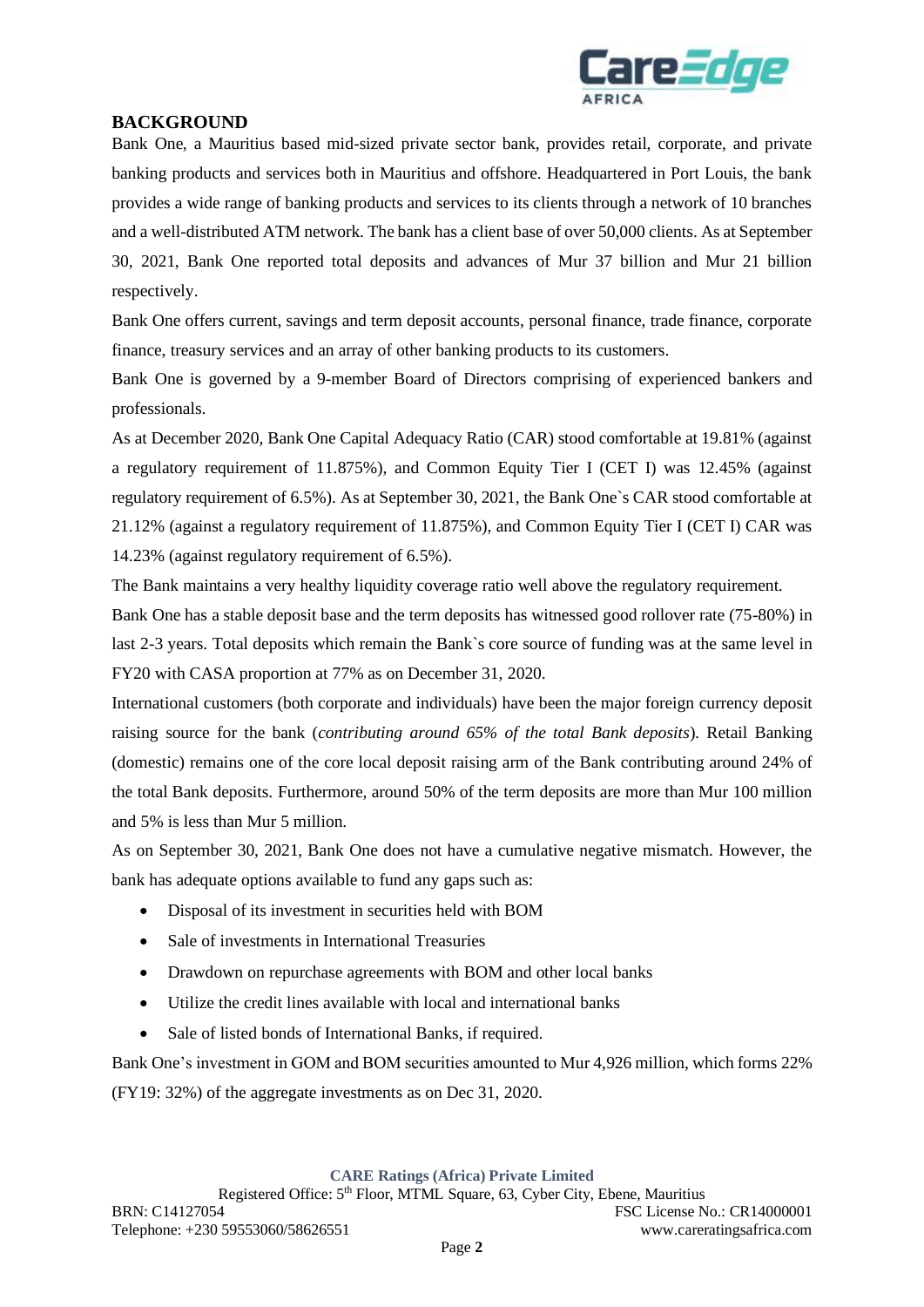## BACKGROUND

Bank One, a Mauritius based mid-sized private sector bank, provides retail, corporate, and private banking products and services both in Mauritius and offshore. Headquartered in Port Louis, the bank provides a wide range of banking products and services to its clients through a network of 10 branches and a well-distributed ATM network. The bank has a client base of over 50,000 clients. As at September 30, 2021, Bank One reported total deposits and advances of Mur 37 billion and Mur 21 billion respectively.

Bank One offers current, savings and term deposit accounts, personal finance, trade finance, corporate finance, treasury services and an array of other banking products to its customers.

Bank One is governed by a 9-member Board of Directors comprising of experienced bankers and professionals.

As at December 2020, Bank One Capital Adequacy Ratio (CAR) stood comfortable at 19.81% (against a regulatory requirement of 11.875%), and Common Equity Tier I (CET I) was 12.45% (against regulatory requirement of 6.5%). As at September 30, 2021, the Bank One`s CAR stood comfortable at 21.12% (against a regulatory requirement of 11.875%), and Common Equity Tier I (CET I) CAR was 14.23% (against regulatory requirement of 6.5%).

The Bank maintains a very healthy liquidity coverage ratio well above the regulatory requirement.

Bank One has a stable deposit base and the term deposits has witnessed good rollover rate (75-80%) in last 2-3 years. Total deposits which remain the Bank`s core source of funding was at the same level in FY20 with CASA proportion at 77% as on December 31, 2020.

International customers (both corporate and individuals) have been the major foreign currency deposit raising source for the bank (*contributing around 65% of the total Bank deposits*). Retail Banking (domestic) remains one of the core local deposit raising arm of the Bank contributing around 24% of the total Bank deposits. Furthermore, around 50% of the term deposits are more than Mur 100 million and 5% is less than Mur 5 million.

As on September 30, 2021, Bank One does not have a cumulative negative mismatch. However, the bank has adequate options available to fund any gaps such as:

- Disposal of its investment in securities held with BOM
- Sale of investments in International Treasuries
- Drawdown on repurchase agreements with BOM and other local banks
- Utilize the credit lines available with local and international banks
- Sale of listed bonds of International Banks, if required.

Bank One's investment in GOM and BOM securities amounted to Mur 4,926 million, which forms 22% (FY19: 32%) of the aggregate investments as on Dec 31, 2020.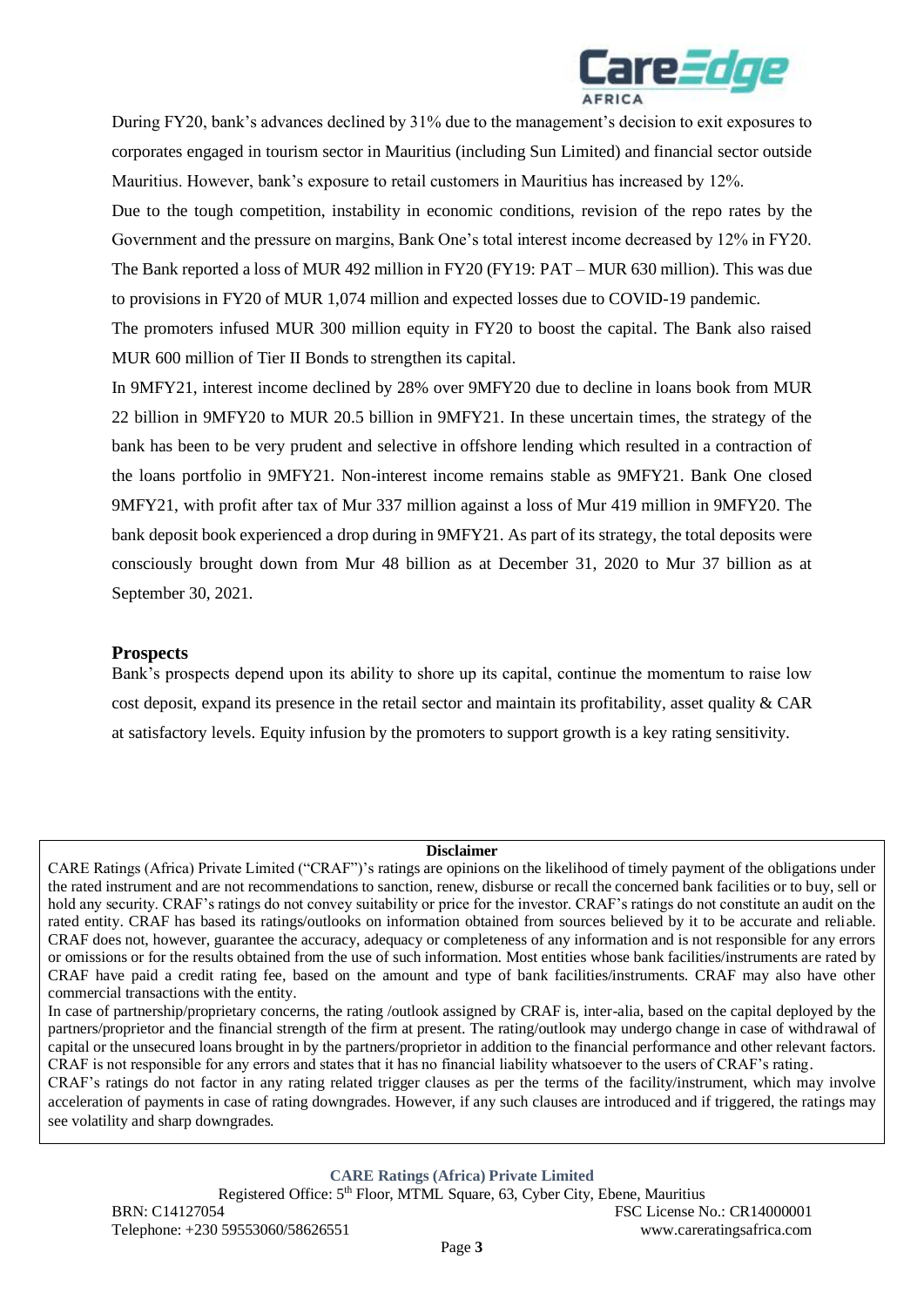During FY20, bank's advances declined by 31% due to the management's decision to exit exposures to corporates engaged in tourism sector in Mauritius (including Sun Limited) and financial sector outside Mauritius. However, bank's exposure to retail customers in Mauritius has increased by 12%.

Due to the tough competition, instability in economic conditions, revision of the repo rates by the Government and the pressure on margins, Bank One's total interest income decreased by 12% in FY20. The Bank reported a loss of MUR 492 million in FY20 (FY19: PAT – MUR 630 million). This was due to provisions in FY20 of MUR 1,074 million and expected losses due to COVID-19 pandemic.

The promoters infused MUR 300 million equity in FY20 to boost the capital. The Bank also raised MUR 600 million of Tier II Bonds to strengthen its capital.

In 9MFY21, interest income declined by 28% over 9MFY20 due to decline in loans book from MUR 22 billion in 9MFY20 to MUR 20.5 billion in 9MFY21. In these uncertain times, the strategy of the bank has been to be very prudent and selective in offshore lending which resulted in a contraction of the loans portfolio in 9MFY21. Non-interest income remains stable as 9MFY21. Bank One closed 9MFY21, with profit after tax of Mur 337 million against a loss of Mur 419 million in 9MFY20. The bank deposit book experienced a drop during in 9MFY21. As part of its strategy, the total deposits were consciously brought down from Mur 48 billion as at December 31, 2020 to Mur 37 billion as at September 30, 2021.

## Prospects

Bank's prospects depend upon its ability to shore up its capital, continue the momentum to raise low cost deposit, expand its presence in the retail sector and maintain its profitability, asset quality & CAR at satisfactory levels. Equity infusion by the promoters to support growth is a key rating sensitivity.

**Disclaimer**

CARE Ratings (Africa) Private Limited ("CRAF")'s ratings are opinions on the likelihood of timely payment of the obligations under the rated instrument and are not recommendations to sanction, renew, disburse or recall the concerned bank facilities or to buy, sell or hold any security. CRAF's ratings do not convey suitability or price for the investor. CRAF's ratings do not constitute an audit on the rated entity. CRAF has based its ratings/outlooks on information obtained from sources believed by it to be accurate and reliable. CRAF does not, however, guarantee the accuracy, adequacy or completeness of any information and is not responsible for any errors or omissions or for the results obtained from the use of such information. Most entities whose bank facilities/instruments are rated by CRAF have paid a credit rating fee, based on the amount and type of bank facilities/instruments. CRAF may also have other commercial transactions with the entity.

In case of partnership/proprietary concerns, the rating /outlook assigned by CRAF is, inter-alia, based on the capital deployed by the partners/proprietor and the financial strength of the firm at present. The rating/outlook may undergo change in case of withdrawal of capital or the unsecured loans brought in by the partners/proprietor in addition to the financial performance and other relevant factors. CRAF is not responsible for any errors and states that it has no financial liability whatsoever to the users of CRAF's rating.

CRAF's ratings do not factor in any rating related trigger clauses as per the terms of the facility/instrument, which may involve acceleration of payments in case of rating downgrades. However, if any such clauses are introduced and if triggered, the ratings may see volatility and sharp downgrades.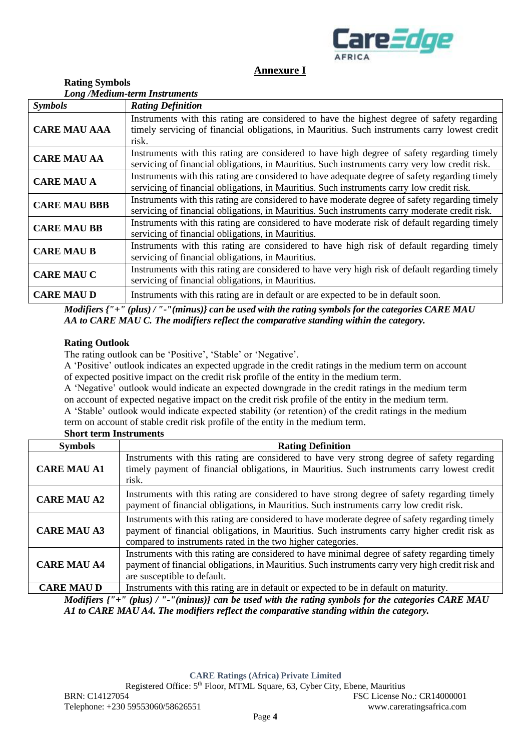## Annexure I

**Rating Symbols**

***Long /Medium-term Instruments***

| *Symbols* | *Rating Definition* |
|---|---|
| **CARE MAU AAA** | Instruments with this rating are considered to have the highest degree of safety regarding timely servicing of financial obligations, in Mauritius. Such instruments carry lowest credit risk. |
| **CARE MAU AA** | Instruments with this rating are considered to have high degree of safety regarding timely servicing of financial obligations, in Mauritius. Such instruments carry very low credit risk. |
| **CARE MAU A** | Instruments with this rating are considered to have adequate degree of safety regarding timely servicing of financial obligations, in Mauritius. Such instruments carry low credit risk. |
| **CARE MAU BBB** | Instruments with this rating are considered to have moderate degree of safety regarding timely servicing of financial obligations, in Mauritius. Such instruments carry moderate credit risk. |
| **CARE MAU BB** | Instruments with this rating are considered to have moderate risk of default regarding timely servicing of financial obligations, in Mauritius. |
| **CARE MAU B** | Instruments with this rating are considered to have high risk of default regarding timely servicing of financial obligations, in Mauritius. |
| **CARE MAU C** | Instruments with this rating are considered to have very high risk of default regarding timely servicing of financial obligations, in Mauritius. |
| **CARE MAU D** | Instruments with this rating are in default or are expected to be in default soon. |

***Modifiers {"+" (plus) / "-"(minus)} can be used with the rating symbols for the categories CARE MAU AA to CARE MAU C. The modifiers reflect the comparative standing within the category.***

**Rating Outlook**

The rating outlook can be 'Positive', 'Stable' or 'Negative'.
A 'Positive' outlook indicates an expected upgrade in the credit ratings in the medium term on account of expected positive impact on the credit risk profile of the entity in the medium term.
A 'Negative' outlook would indicate an expected downgrade in the credit ratings in the medium term on account of expected negative impact on the credit risk profile of the entity in the medium term.
A 'Stable' outlook would indicate expected stability (or retention) of the credit ratings in the medium term on account of stable credit risk profile of the entity in the medium term.

**Short term Instruments**

| **Symbols** | **Rating Definition** |
|---|---|
| **CARE MAU A1** | Instruments with this rating are considered to have very strong degree of safety regarding timely payment of financial obligations, in Mauritius. Such instruments carry lowest credit risk. |
| **CARE MAU A2** | Instruments with this rating are considered to have strong degree of safety regarding timely payment of financial obligations, in Mauritius. Such instruments carry low credit risk. |
| **CARE MAU A3** | Instruments with this rating are considered to have moderate degree of safety regarding timely payment of financial obligations, in Mauritius. Such instruments carry higher credit risk as compared to instruments rated in the two higher categories. |
| **CARE MAU A4** | Instruments with this rating are considered to have minimal degree of safety regarding timely payment of financial obligations, in Mauritius. Such instruments carry very high credit risk and are susceptible to default. |
| **CARE MAU D** | Instruments with this rating are in default or expected to be in default on maturity. |

***Modifiers {"+" (plus) / "-"(minus)} can be used with the rating symbols for the categories CARE MAU A1 to CARE MAU A4. The modifiers reflect the comparative standing within the category.***